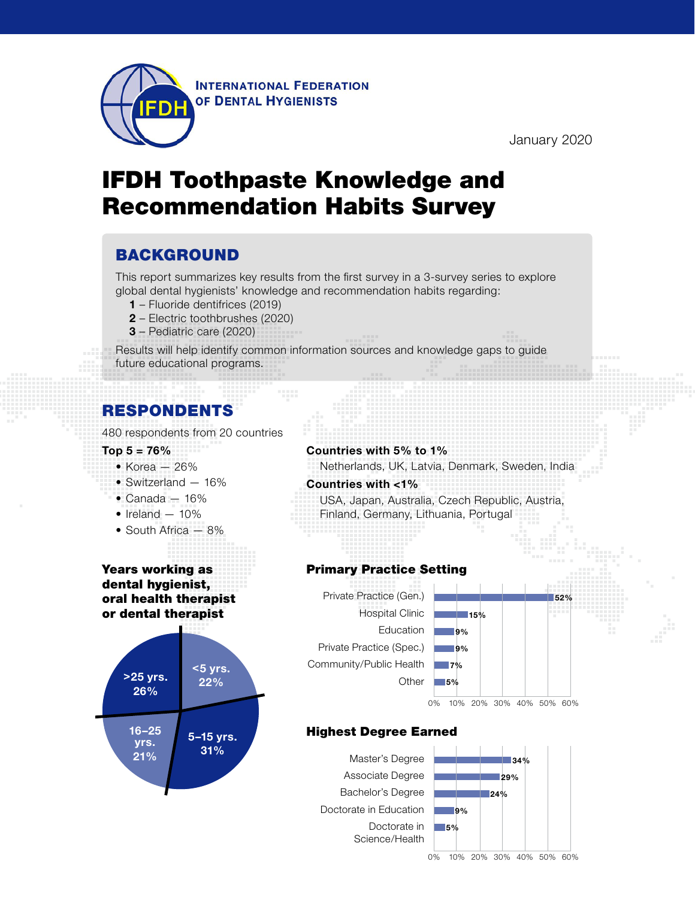INTERNATIONAL FEDERATION OF DENTAL HYGIENISTS

January 2020

# IFDH Toothpaste Knowledge and Recommendation Habits Survey

## BACKGROUND

This report summarizes key results from the first survey in a 3-survey series to explore global dental hygienists' knowledge and recommendation habits regarding:

**1** – Fluoride dentifrices (2019)
**2** – Electric toothbrushes (2020)
**3** – Pediatric care (2020)

Results will help identify common information sources and knowledge gaps to guide future educational programs.

## RESPONDENTS

480 respondents from 20 countries

**Top 5 = 76%**

- Korea — 26%
- Switzerland — 16%
- Canada — 16%
- Ireland — 10%
- South Africa — 8%

**Countries with 5% to 1%**

Netherlands, UK, Latvia, Denmark, Sweden, India

**Countries with <1%**

USA, Japan, Australia, Czech Republic, Austria, Finland, Germany, Lithuania, Portugal

### Years working as dental hygienist, oral health therapist or dental therapist

| Years | % |
|---|---|
| <5 yrs. | 22% |
| 5–15 yrs. | 31% |
| 16–25 yrs. | 21% |
| >25 yrs. | 26% |

### Primary Practice Setting

| Setting | % |
|---|---|
| Private Practice (Gen.) | 52% |
| Hospital Clinic | 15% |
| Education | 9% |
| Private Practice (Spec.) | 9% |
| Community/Public Health | 7% |
| Other | 5% |

### Highest Degree Earned

| Degree | % |
|---|---|
| Master's Degree | 34% |
| Associate Degree | 29% |
| Bachelor's Degree | 24% |
| Doctorate in Education | 9% |
| Doctorate in Science/Health | 5% |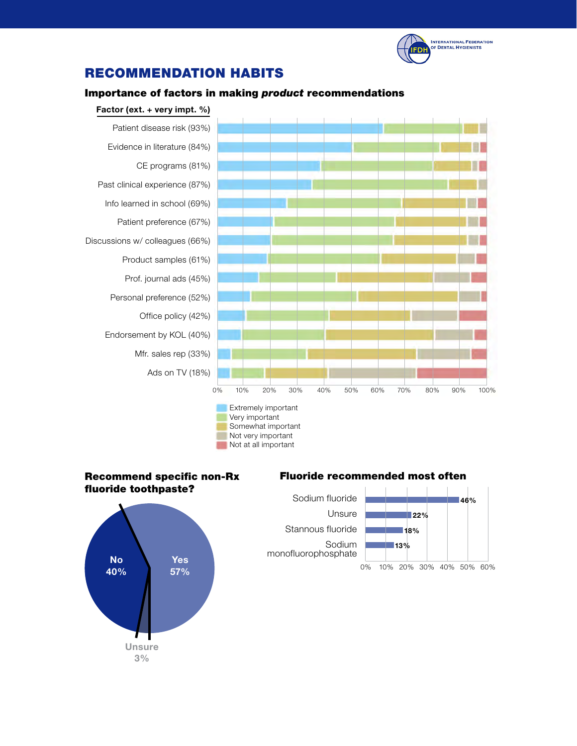# RECOMMENDATION HABITS

### Importance of factors in making *product* recommendations

**Factor (ext. + very impt. %)**

- Patient disease risk (93%)
- Evidence in literature (84%)
- CE programs (81%)
- Past clinical experience (87%)
- Info learned in school (69%)
- Patient preference (67%)
- Discussions w/ colleagues (66%)
- Product samples (61%)
- Prof. journal ads (45%)
- Personal preference (52%)
- Office policy (42%)
- Endorsement by KOL (40%)
- Mfr. sales rep (33%)
- Ads on TV (18%)

0% 10% 20% 30% 40% 50% 60% 70% 80% 90% 100%

Extremely important
Very important
Somewhat important
Not very important
Not at all important

### Recommend specific non-Rx fluoride toothpaste?

| Response | % |
| --- | --- |
| Yes | 57% |
| No | 40% |
| Unsure | 3% |

### Fluoride recommended most often

| Fluoride | % |
| --- | --- |
| Sodium fluoride | 46% |
| Unsure | 22% |
| Stannous fluoride | 18% |
| Sodium monofluorophosphate | 13% |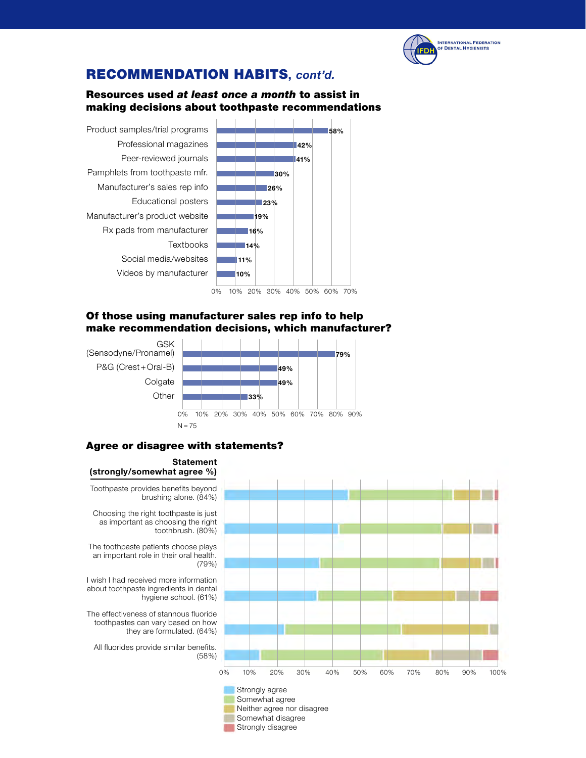## RECOMMENDATION HABITS, *cont'd.*

### Resources used *at least once a month* to assist in making decisions about toothpaste recommendations

| Resource | % |
|---|---|
| Product samples/trial programs | 58% |
| Professional magazines | 42% |
| Peer-reviewed journals | 41% |
| Pamphlets from toothpaste mfr. | 30% |
| Manufacturer's sales rep info | 26% |
| Educational posters | 23% |
| Manufacturer's product website | 19% |
| Rx pads from manufacturer | 16% |
| Textbooks | 14% |
| Social media/websites | 11% |
| Videos by manufacturer | 10% |

### Of those using manufacturer sales rep info to help make recommendation decisions, which manufacturer?

| Manufacturer | % |
|---|---|
| GSK (Sensodyne/Pronamel) | 79% |
| P&G (Crest+Oral-B) | 49% |
| Colgate | 49% |
| Other | 33% |

N = 75

### Agree or disagree with statements?

| Statement (strongly/somewhat agree %) |
|---|
| Toothpaste provides benefits beyond brushing alone. (84%) |
| Choosing the right toothpaste is just as important as choosing the right toothbrush. (80%) |
| The toothpaste patients choose plays an important role in their oral health. (79%) |
| I wish I had received more information about toothpaste ingredients in dental hygiene school. (61%) |
| The effectiveness of stannous fluoride toothpastes can vary based on how they are formulated. (64%) |
| All fluorides provide similar benefits. (58%) |

Legend: Strongly agree; Somewhat agree; Neither agree nor disagree; Somewhat disagree; Strongly disagree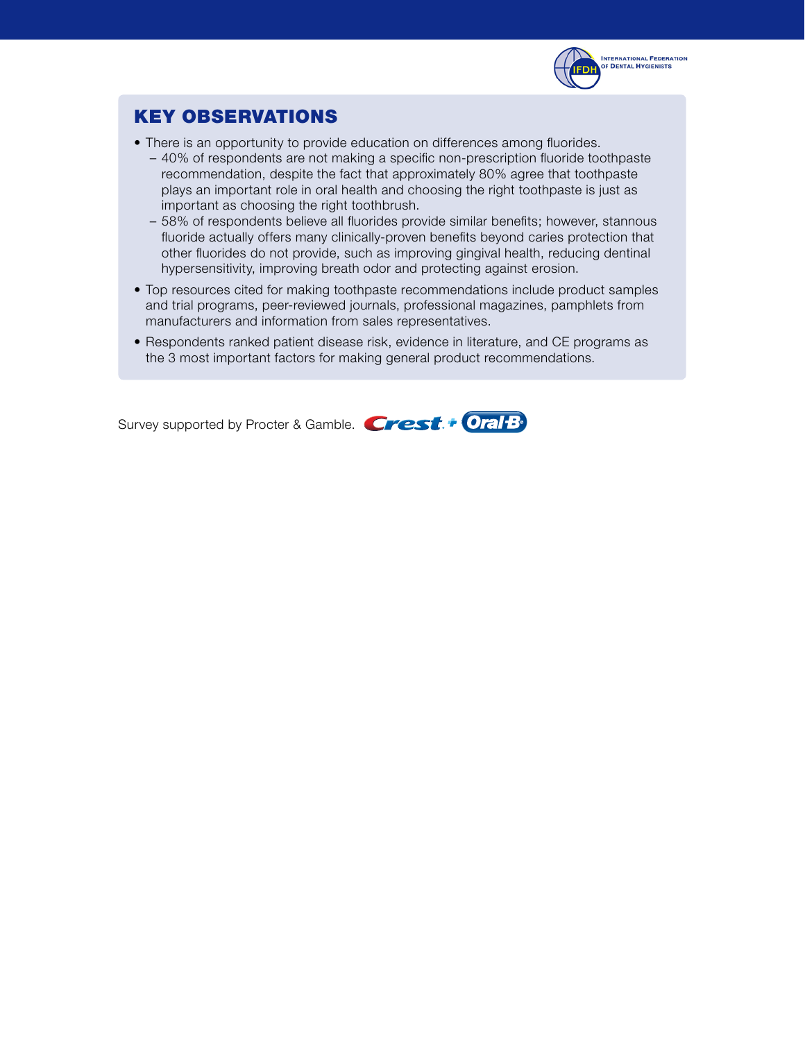## KEY OBSERVATIONS

- There is an opportunity to provide education on differences among fluorides.
  - 40% of respondents are not making a specific non-prescription fluoride toothpaste recommendation, despite the fact that approximately 80% agree that toothpaste plays an important role in oral health and choosing the right toothpaste is just as important as choosing the right toothbrush.
  - 58% of respondents believe all fluorides provide similar benefits; however, stannous fluoride actually offers many clinically-proven benefits beyond caries protection that other fluorides do not provide, such as improving gingival health, reducing dentinal hypersensitivity, improving breath odor and protecting against erosion.
- Top resources cited for making toothpaste recommendations include product samples and trial programs, peer-reviewed journals, professional magazines, pamphlets from manufacturers and information from sales representatives.
- Respondents ranked patient disease risk, evidence in literature, and CE programs as the 3 most important factors for making general product recommendations.

Survey supported by Procter & Gamble.